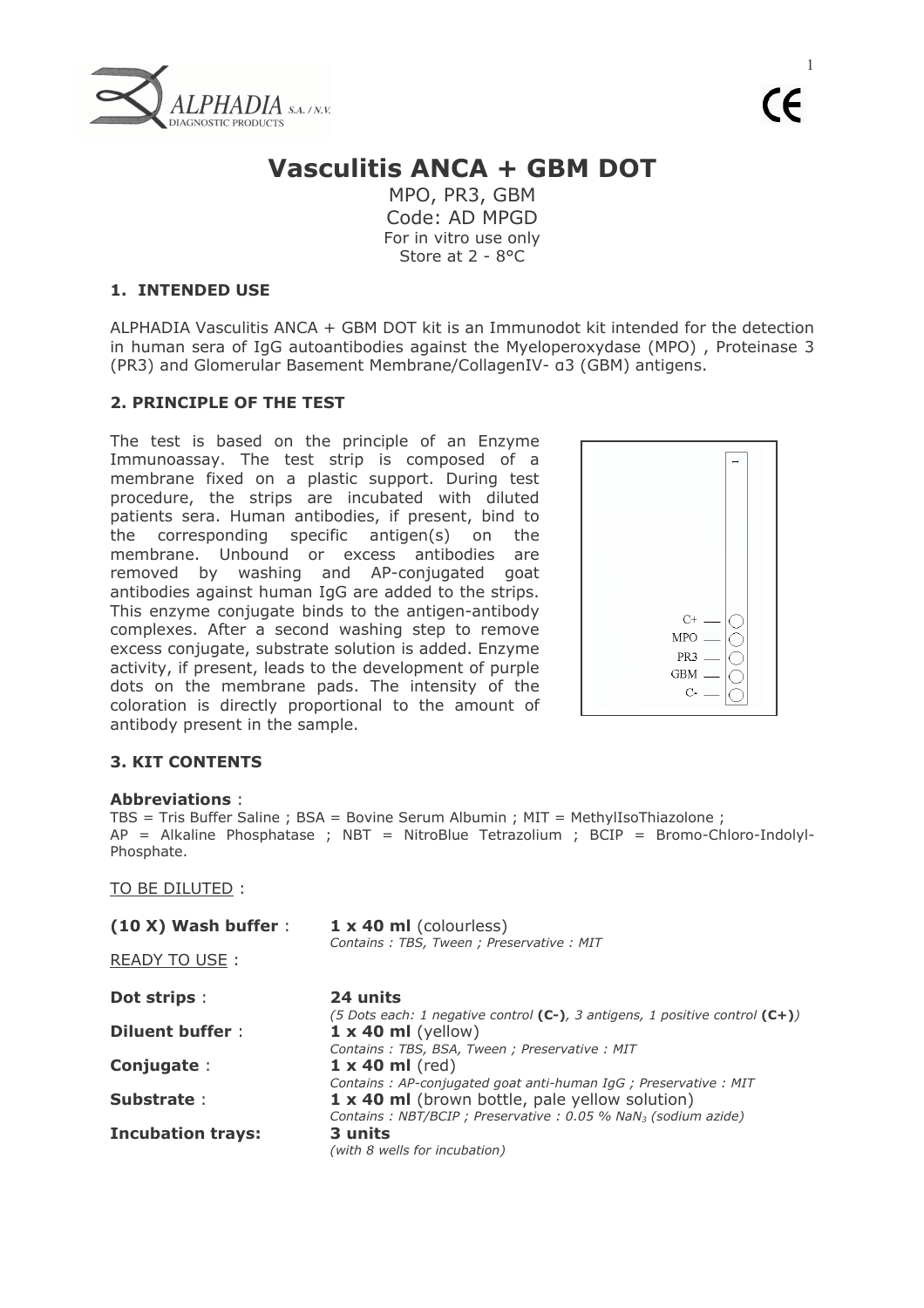# Vasculitis ANCA + GBM DOT

MPO, PR3, GBM
Code: AD MPGD
For in vitro use only
Store at 2 - 8°C

## 1. INTENDED USE

ALPHADIA Vasculitis ANCA + GBM DOT kit is an Immunodot kit intended for the detection in human sera of IgG autoantibodies against the Myeloperoxydase (MPO) , Proteinase 3 (PR3) and Glomerular Basement Membrane/CollagenIV- α3 (GBM) antigens.

## 2. PRINCIPLE OF THE TEST

The test is based on the principle of an Enzyme Immunoassay. The test strip is composed of a membrane fixed on a plastic support. During test procedure, the strips are incubated with diluted patients sera. Human antibodies, if present, bind to the corresponding specific antigen(s) on the membrane. Unbound or excess antibodies are removed by washing and AP-conjugated goat antibodies against human IgG are added to the strips. This enzyme conjugate binds to the antigen-antibody complexes. After a second washing step to remove excess conjugate, substrate solution is added. Enzyme activity, if present, leads to the development of purple dots on the membrane pads. The intensity of the coloration is directly proportional to the amount of antibody present in the sample.

C+
MPO
PR3
GBM
C-

## 3. KIT CONTENTS

**Abbreviations** :
TBS = Tris Buffer Saline ; BSA = Bovine Serum Albumin ; MIT = MethylIsoThiazolone ; AP = Alkaline Phosphatase ; NBT = NitroBlue Tetrazolium ; BCIP = Bromo-Chloro-Indolyl-Phosphate.

TO BE DILUTED :

**(10 X) Wash buffer** : **1 x 40 ml** (colourless)
*Contains : TBS, Tween ; Preservative : MIT*

READY TO USE :

**Dot strips** : **24 units**
*(5 Dots each: 1 negative control* **(C-)***, 3 antigens, 1 positive control* **(C+)***)*

**Diluent buffer** : **1 x 40 ml** (yellow)
*Contains : TBS, BSA, Tween ; Preservative : MIT*

**Conjugate** : **1 x 40 ml** (red)
*Contains : AP-conjugated goat anti-human IgG ; Preservative : MIT*

**Substrate** : **1 x 40 ml** (brown bottle, pale yellow solution)
*Contains : NBT/BCIP ; Preservative : 0.05 % $NaN_3$ (sodium azide)*

**Incubation trays:** **3 units**
*(with 8 wells for incubation)*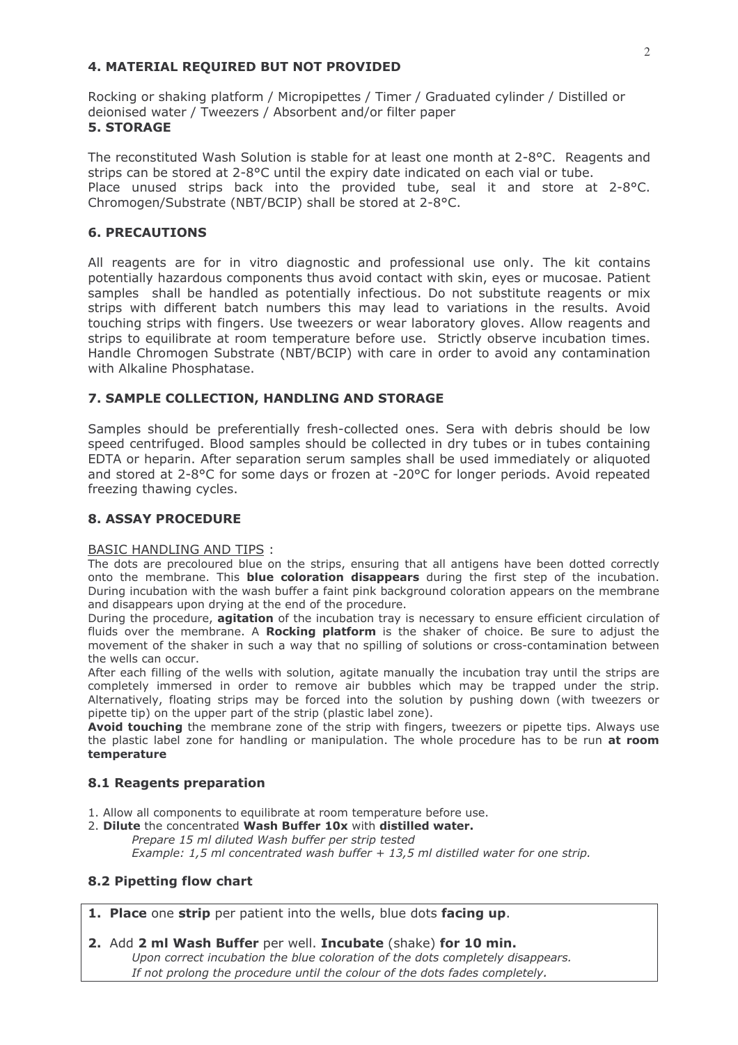## 4. MATERIAL REQUIRED BUT NOT PROVIDED

Rocking or shaking platform / Micropipettes / Timer / Graduated cylinder / Distilled or deionised water / Tweezers / Absorbent and/or filter paper

## 5. STORAGE

The reconstituted Wash Solution is stable for at least one month at 2-8°C. Reagents and strips can be stored at 2-8°C until the expiry date indicated on each vial or tube. Place unused strips back into the provided tube, seal it and store at 2-8°C. Chromogen/Substrate (NBT/BCIP) shall be stored at 2-8°C.

## 6. PRECAUTIONS

All reagents are for in vitro diagnostic and professional use only. The kit contains potentially hazardous components thus avoid contact with skin, eyes or mucosae. Patient samples shall be handled as potentially infectious. Do not substitute reagents or mix strips with different batch numbers this may lead to variations in the results. Avoid touching strips with fingers. Use tweezers or wear laboratory gloves. Allow reagents and strips to equilibrate at room temperature before use. Strictly observe incubation times. Handle Chromogen Substrate (NBT/BCIP) with care in order to avoid any contamination with Alkaline Phosphatase.

## 7. SAMPLE COLLECTION, HANDLING AND STORAGE

Samples should be preferentially fresh-collected ones. Sera with debris should be low speed centrifuged. Blood samples should be collected in dry tubes or in tubes containing EDTA or heparin. After separation serum samples shall be used immediately or aliquoted and stored at 2-8°C for some days or frozen at -20°C for longer periods. Avoid repeated freezing thawing cycles.

## 8. ASSAY PROCEDURE

BASIC HANDLING AND TIPS :

The dots are precoloured blue on the strips, ensuring that all antigens have been dotted correctly onto the membrane. This **blue coloration disappears** during the first step of the incubation. During incubation with the wash buffer a faint pink background coloration appears on the membrane and disappears upon drying at the end of the procedure.

During the procedure, **agitation** of the incubation tray is necessary to ensure efficient circulation of fluids over the membrane. A **Rocking platform** is the shaker of choice. Be sure to adjust the movement of the shaker in such a way that no spilling of solutions or cross-contamination between the wells can occur.

After each filling of the wells with solution, agitate manually the incubation tray until the strips are completely immersed in order to remove air bubbles which may be trapped under the strip. Alternatively, floating strips may be forced into the solution by pushing down (with tweezers or pipette tip) on the upper part of the strip (plastic label zone).

**Avoid touching** the membrane zone of the strip with fingers, tweezers or pipette tips. Always use the plastic label zone for handling or manipulation. The whole procedure has to be run **at room temperature**

### 8.1 Reagents preparation

1. Allow all components to equilibrate at room temperature before use.
2. **Dilute** the concentrated **Wash Buffer 10x** with **distilled water.**
   *Prepare 15 ml diluted Wash buffer per strip tested*
   *Example: 1,5 ml concentrated wash buffer + 13,5 ml distilled water for one strip.*

### 8.2 Pipetting flow chart

1. **Place** one **strip** per patient into the wells, blue dots **facing up**.
2. Add **2 ml Wash Buffer** per well. **Incubate** (shake) **for 10 min.**
   *Upon correct incubation the blue coloration of the dots completely disappears.*
   *If not prolong the procedure until the colour of the dots fades completely.*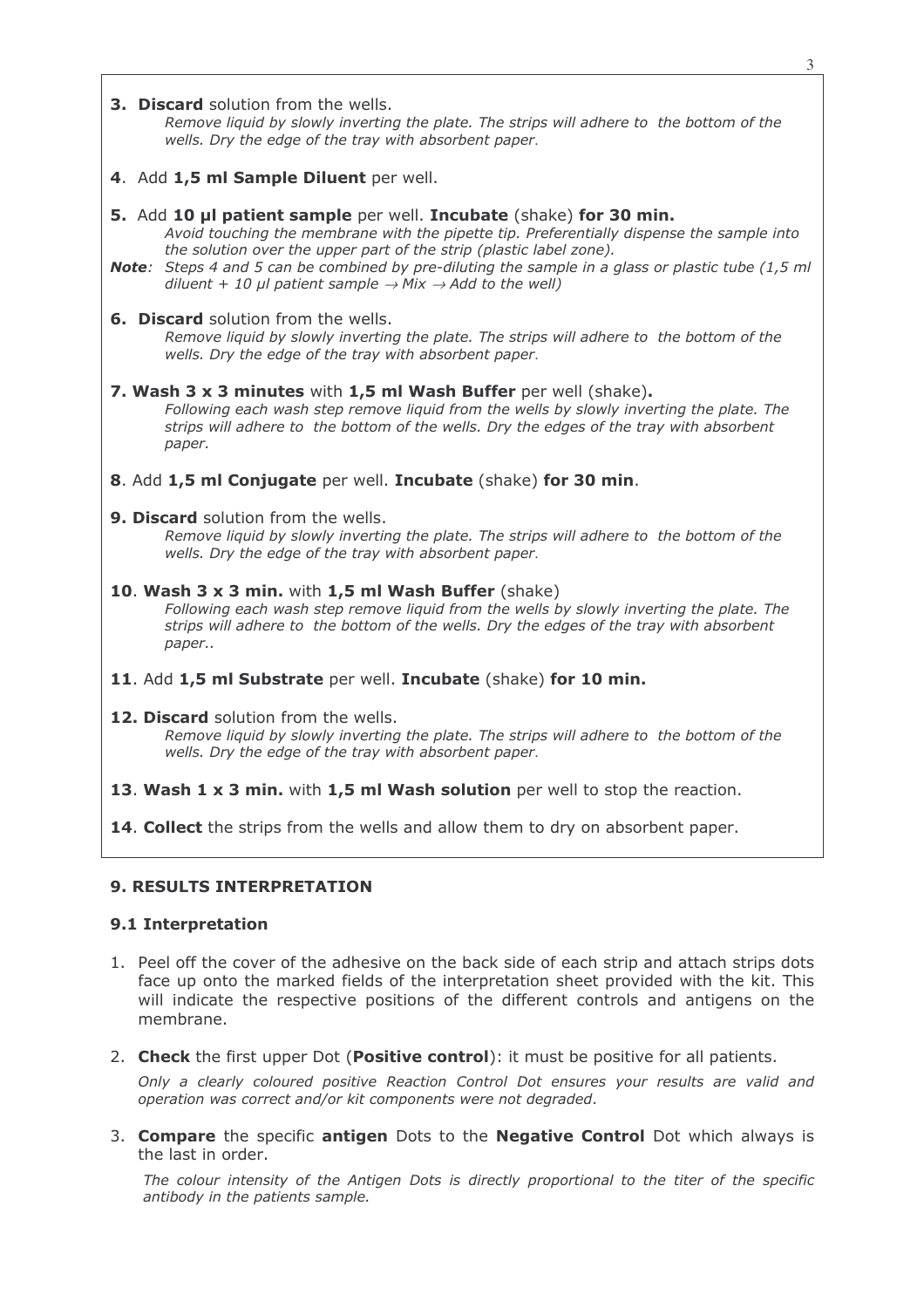**3. Discard** solution from the wells.

*Remove liquid by slowly inverting the plate. The strips will adhere to the bottom of the wells. Dry the edge of the tray with absorbent paper.*

**4**. Add **1,5 ml Sample Diluent** per well.

**5.** Add **10 µl patient sample** per well. **Incubate** (shake) **for 30 min.**

*Avoid touching the membrane with the pipette tip. Preferentially dispense the sample into the solution over the upper part of the strip (plastic label zone).*

***Note**: Steps 4 and 5 can be combined by pre-diluting the sample in a glass or plastic tube (1,5 ml diluent + 10 µl patient sample → Mix → Add to the well)*

**6. Discard** solution from the wells.

*Remove liquid by slowly inverting the plate. The strips will adhere to the bottom of the wells. Dry the edge of the tray with absorbent paper.*

**7. Wash 3 x 3 minutes** with **1,5 ml Wash Buffer** per well (shake)**.**

*Following each wash step remove liquid from the wells by slowly inverting the plate. The strips will adhere to the bottom of the wells. Dry the edges of the tray with absorbent paper.*

**8**. Add **1,5 ml Conjugate** per well. **Incubate** (shake) **for 30 min**.

**9. Discard** solution from the wells.

*Remove liquid by slowly inverting the plate. The strips will adhere to the bottom of the wells. Dry the edge of the tray with absorbent paper.*

**10**. **Wash 3 x 3 min.** with **1,5 ml Wash Buffer** (shake)

*Following each wash step remove liquid from the wells by slowly inverting the plate. The strips will adhere to the bottom of the wells. Dry the edges of the tray with absorbent paper..*

**11**. Add **1,5 ml Substrate** per well. **Incubate** (shake) **for 10 min.**

**12. Discard** solution from the wells.

*Remove liquid by slowly inverting the plate. The strips will adhere to the bottom of the wells. Dry the edge of the tray with absorbent paper.*

**13**. **Wash 1 x 3 min.** with **1,5 ml Wash solution** per well to stop the reaction.

**14**. **Collect** the strips from the wells and allow them to dry on absorbent paper.

## 9. RESULTS INTERPRETATION

### 9.1 Interpretation

1. Peel off the cover of the adhesive on the back side of each strip and attach strips dots face up onto the marked fields of the interpretation sheet provided with the kit. This will indicate the respective positions of the different controls and antigens on the membrane.

2. **Check** the first upper Dot (**Positive control**): it must be positive for all patients.

   *Only a clearly coloured positive Reaction Control Dot ensures your results are valid and operation was correct and/or kit components were not degraded.*

3. **Compare** the specific **antigen** Dots to the **Negative Control** Dot which always is the last in order.

   *The colour intensity of the Antigen Dots is directly proportional to the titer of the specific antibody in the patients sample.*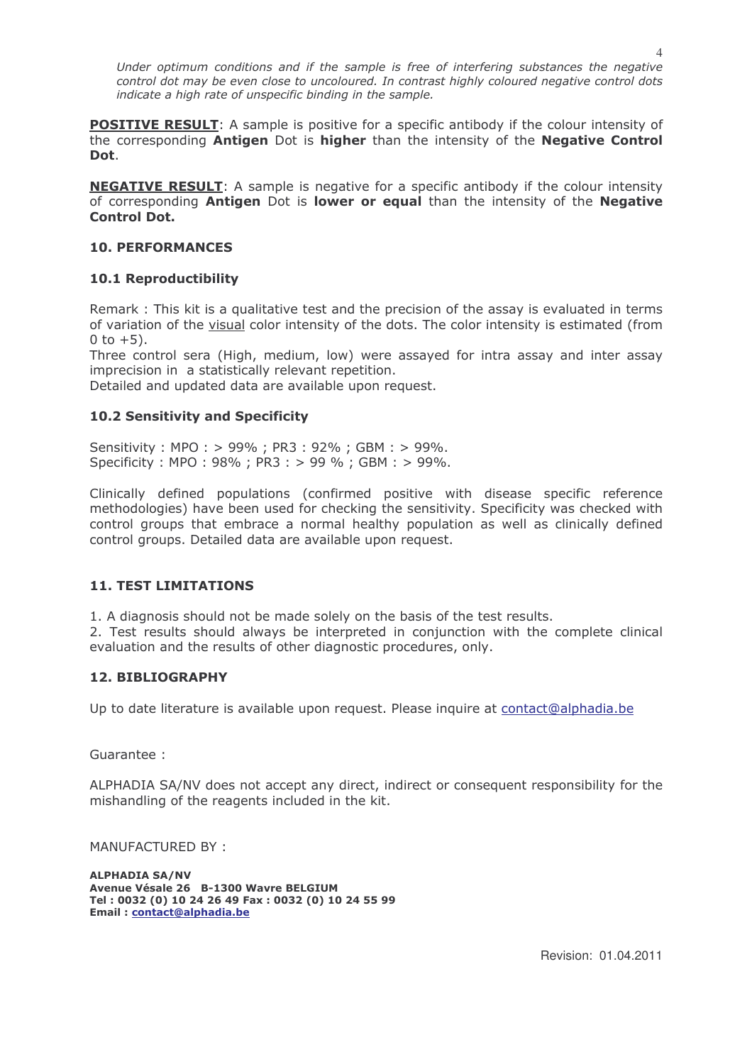*Under optimum conditions and if the sample is free of interfering substances the negative control dot may be even close to uncoloured. In contrast highly coloured negative control dots indicate a high rate of unspecific binding in the sample.*

**POSITIVE RESULT**: A sample is positive for a specific antibody if the colour intensity of the corresponding **Antigen** Dot is **higher** than the intensity of the **Negative Control Dot**.

**NEGATIVE RESULT**: A sample is negative for a specific antibody if the colour intensity of corresponding **Antigen** Dot is **lower or equal** than the intensity of the **Negative Control Dot.**

## 10. PERFORMANCES

### 10.1 Reproductibility

Remark : This kit is a qualitative test and the precision of the assay is evaluated in terms of variation of the visual color intensity of the dots. The color intensity is estimated (from 0 to +5).
Three control sera (High, medium, low) were assayed for intra assay and inter assay imprecision in a statistically relevant repetition.
Detailed and updated data are available upon request.

### 10.2 Sensitivity and Specificity

Sensitivity : MPO : > 99% ; PR3 : 92% ; GBM : > 99%.
Specificity : MPO : 98% ; PR3 : > 99 % ; GBM : > 99%.

Clinically defined populations (confirmed positive with disease specific reference methodologies) have been used for checking the sensitivity. Specificity was checked with control groups that embrace a normal healthy population as well as clinically defined control groups. Detailed data are available upon request.

## 11. TEST LIMITATIONS

1. A diagnosis should not be made solely on the basis of the test results.
2. Test results should always be interpreted in conjunction with the complete clinical evaluation and the results of other diagnostic procedures, only.

## 12. BIBLIOGRAPHY

Up to date literature is available upon request. Please inquire at contact@alphadia.be

Guarantee :

ALPHADIA SA/NV does not accept any direct, indirect or consequent responsibility for the mishandling of the reagents included in the kit.

MANUFACTURED BY :

**ALPHADIA SA/NV**
**Avenue Vésale 26 B-1300 Wavre BELGIUM**
**Tel : 0032 (0) 10 24 26 49 Fax : 0032 (0) 10 24 55 99**
**Email : contact@alphadia.be**

Revision: 01.04.2011